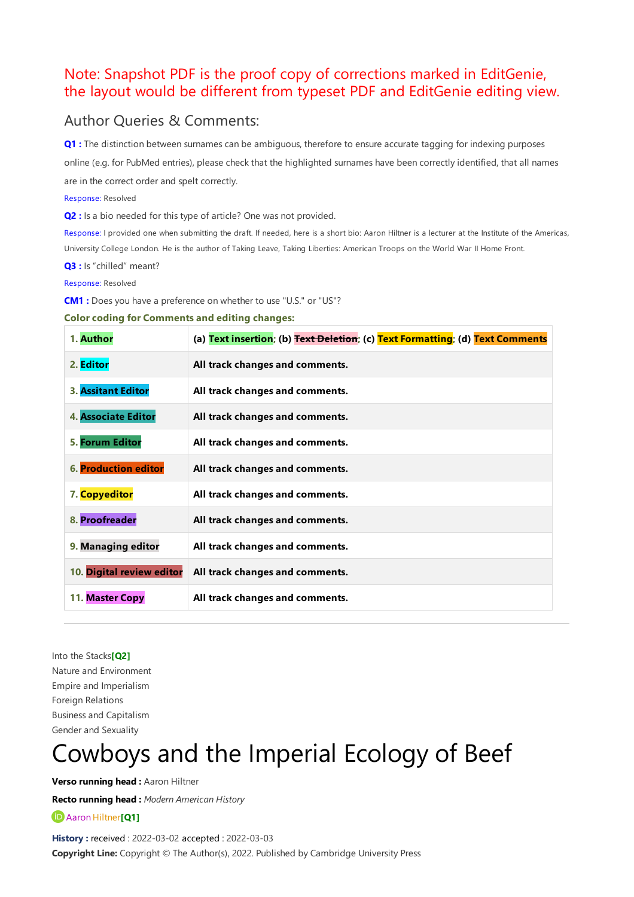Note: Snapshot PDF is the proof copy of corrections marked in EditGenie, the layout would be different from typeset PDF and EditGenie editing view.

## Author Queries & Comments:

**Q1 :** The distinction between surnames can be ambiguous, therefore to ensure accurate tagging for indexing purposes online (e.g. for PubMed entries), please check that the highlighted surnames have been correctly identified, that all names are in the correct order and spelt correctly.

Response: Resolved

**Q2 :** Is a bio needed for this type of article? One was not provided.

Response: I provided one when submitting the draft. If needed, here is a short bio: Aaron Hiltner is a lecturer at the Institute of the Americas, University College London. He is the author of Taking Leave, Taking Liberties: American Troops on the World War II Home Front.

**Q3 :** Is "chilled" meant?

Response: Resolved

**CM1 :** Does you have a preference on whether to use "U.S." or "US"?

**Color coding for Comments and editing changes:**

| | |
|---|---|
| 1. Author | (a) Text insertion; (b) ~~Text Deletion~~; (c) Text Formatting; (d) Text Comments |
| 2. Editor | All track changes and comments. |
| 3. Assitant Editor | All track changes and comments. |
| 4. Associate Editor | All track changes and comments. |
| 5. Forum Editor | All track changes and comments. |
| 6. Production editor | All track changes and comments. |
| 7. Copyeditor | All track changes and comments. |
| 8. Proofreader | All track changes and comments. |
| 9. Managing editor | All track changes and comments. |
| 10. Digital review editor | All track changes and comments. |
| 11. Master Copy | All track changes and comments. |

---

Into the Stacks[Q2]
Nature and Environment
Empire and Imperialism
Foreign Relations
Business and Capitalism
Gender and Sexuality

# Cowboys and the Imperial Ecology of Beef

**Verso running head :** Aaron Hiltner

**Recto running head :** *Modern American History*

Aaron Hiltner[Q1]

**History :** received : 2022-03-02 accepted : 2022-03-03

**Copyright Line:** Copyright © The Author(s), 2022. Published by Cambridge University Press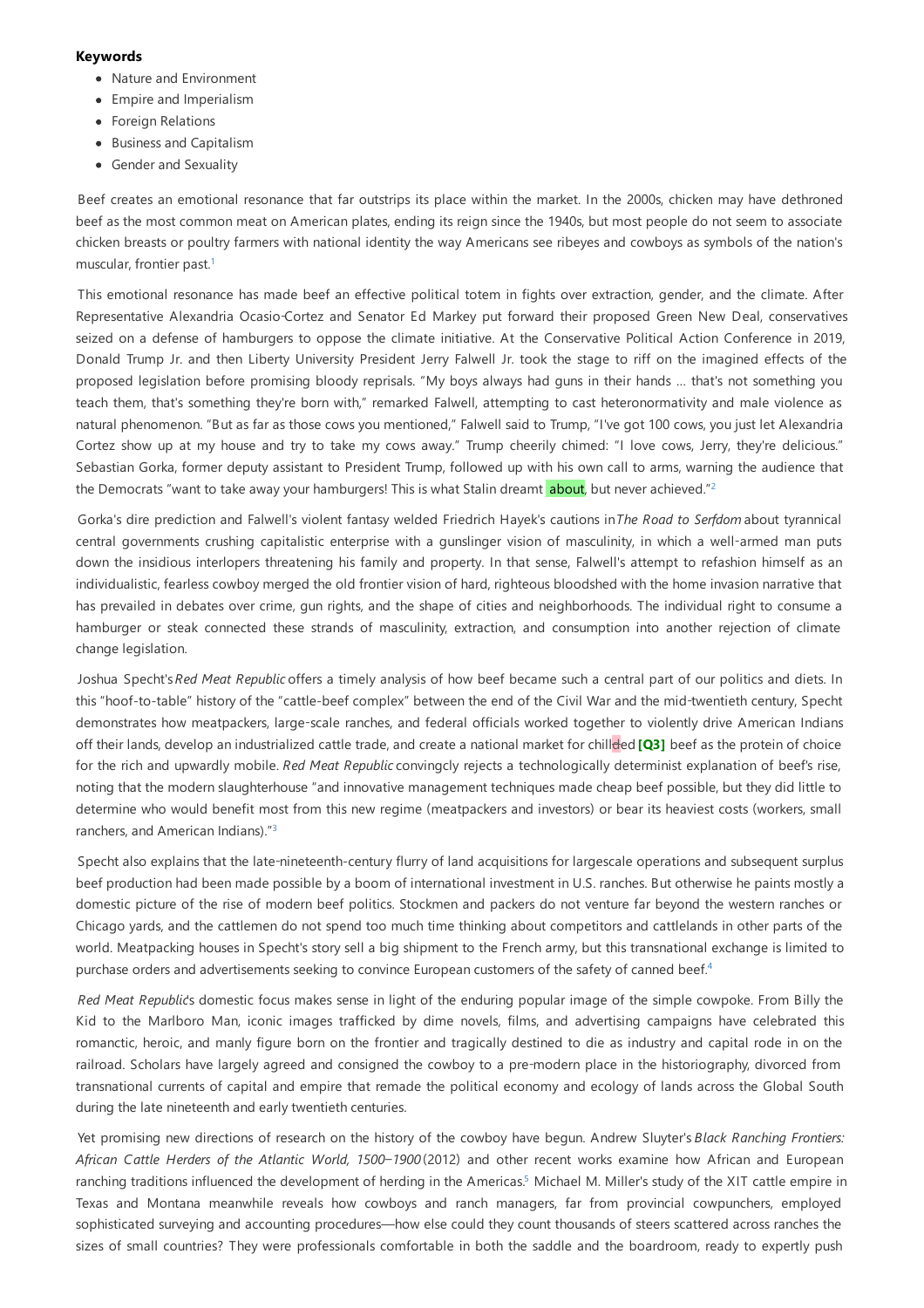**Keywords**

- Nature and Environment
- Empire and Imperialism
- Foreign Relations
- Business and Capitalism
- Gender and Sexuality

Beef creates an emotional resonance that far outstrips its place within the market. In the 2000s, chicken may have dethroned beef as the most common meat on American plates, ending its reign since the 1940s, but most people do not seem to associate chicken breasts or poultry farmers with national identity the way Americans see ribeyes and cowboys as symbols of the nation's muscular, frontier past.[1]

This emotional resonance has made beef an effective political totem in fights over extraction, gender, and the climate. After Representative Alexandria Ocasio-Cortez and Senator Ed Markey put forward their proposed Green New Deal, conservatives seized on a defense of hamburgers to oppose the climate initiative. At the Conservative Political Action Conference in 2019, Donald Trump Jr. and then Liberty University President Jerry Falwell Jr. took the stage to riff on the imagined effects of the proposed legislation before promising bloody reprisals. "My boys always had guns in their hands … that's not something you teach them, that's something they're born with," remarked Falwell, attempting to cast heteronormativity and male violence as natural phenomenon. "But as far as those cows you mentioned," Falwell said to Trump, "I've got 100 cows, you just let Alexandria Cortez show up at my house and try to take my cows away." Trump cheerily chimed: "I love cows, Jerry, they're delicious." Sebastian Gorka, former deputy assistant to President Trump, followed up with his own call to arms, warning the audience that the Democrats "want to take away your hamburgers! This is what Stalin dreamt about, but never achieved."[2]

Gorka's dire prediction and Falwell's violent fantasy welded Friedrich Hayek's cautions in *The Road to Serfdom* about tyrannical central governments crushing capitalistic enterprise with a gunslinger vision of masculinity, in which a well-armed man puts down the insidious interlopers threatening his family and property. In that sense, Falwell's attempt to refashion himself as an individualistic, fearless cowboy merged the old frontier vision of hard, righteous bloodshed with the home invasion narrative that has prevailed in debates over crime, gun rights, and the shape of cities and neighborhoods. The individual right to consume a hamburger or steak connected these strands of masculinity, extraction, and consumption into another rejection of climate change legislation.

Joshua Specht's *Red Meat Republic* offers a timely analysis of how beef became such a central part of our politics and diets. In this "hoof-to-table" history of the "cattle-beef complex" between the end of the Civil War and the mid-twentieth century, Specht demonstrates how meatpackers, large-scale ranches, and federal officials worked together to violently drive American Indians off their lands, develop an industrialized cattle trade, and create a national market for chilled **[Q3]** beef as the protein of choice for the rich and upwardly mobile. *Red Meat Republic* convingcly rejects a technologically determinist explanation of beef's rise, noting that the modern slaughterhouse "and innovative management techniques made cheap beef possible, but they did little to determine who would benefit most from this new regime (meatpackers and investors) or bear its heaviest costs (workers, small ranchers, and American Indians)."[3]

Specht also explains that the late-nineteenth-century flurry of land acquisitions for largescale operations and subsequent surplus beef production had been made possible by a boom of international investment in U.S. ranches. But otherwise he paints mostly a domestic picture of the rise of modern beef politics. Stockmen and packers do not venture far beyond the western ranches or Chicago yards, and the cattlemen do not spend too much time thinking about competitors and cattlelands in other parts of the world. Meatpacking houses in Specht's story sell a big shipment to the French army, but this transnational exchange is limited to purchase orders and advertisements seeking to convince European customers of the safety of canned beef.[4]

*Red Meat Republic*'s domestic focus makes sense in light of the enduring popular image of the simple cowpoke. From Billy the Kid to the Marlboro Man, iconic images trafficked by dime novels, films, and advertising campaigns have celebrated this romanctic, heroic, and manly figure born on the frontier and tragically destined to die as industry and capital rode in on the railroad. Scholars have largely agreed and consigned the cowboy to a pre-modern place in the historiography, divorced from transnational currents of capital and empire that remade the political economy and ecology of lands across the Global South during the late nineteenth and early twentieth centuries.

Yet promising new directions of research on the history of the cowboy have begun. Andrew Sluyter's *Black Ranching Frontiers: African Cattle Herders of the Atlantic World, 1500–1900* (2012) and other recent works examine how African and European ranching traditions influenced the development of herding in the Americas.[5] Michael M. Miller's study of the XIT cattle empire in Texas and Montana meanwhile reveals how cowboys and ranch managers, far from provincial cowpunchers, employed sophisticated surveying and accounting procedures—how else could they count thousands of steers scattered across ranches the sizes of small countries? They were professionals comfortable in both the saddle and the boardroom, ready to expertly push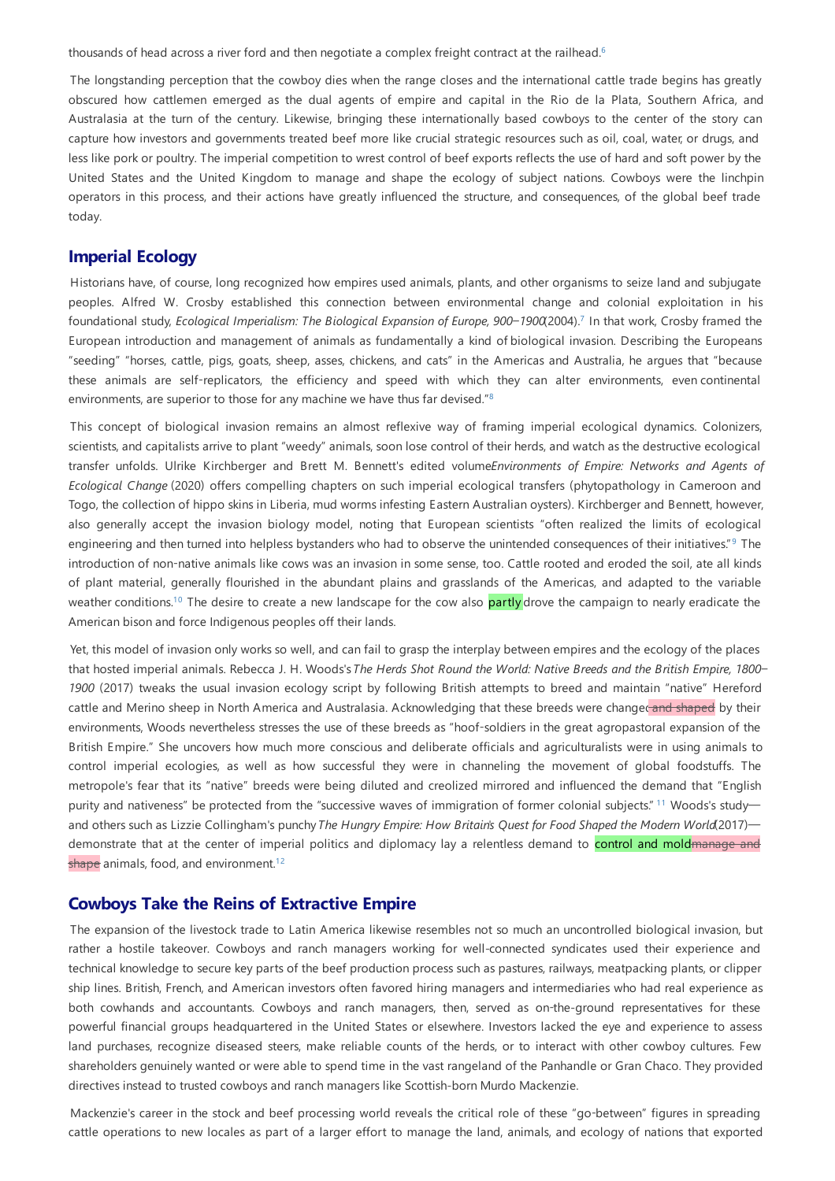thousands of head across a river ford and then negotiate a complex freight contract at the railhead.[6]

The longstanding perception that the cowboy dies when the range closes and the international cattle trade begins has greatly obscured how cattlemen emerged as the dual agents of empire and capital in the Rio de la Plata, Southern Africa, and Australasia at the turn of the century. Likewise, bringing these internationally based cowboys to the center of the story can capture how investors and governments treated beef more like crucial strategic resources such as oil, coal, water, or drugs, and less like pork or poultry. The imperial competition to wrest control of beef exports reflects the use of hard and soft power by the United States and the United Kingdom to manage and shape the ecology of subject nations. Cowboys were the linchpin operators in this process, and their actions have greatly influenced the structure, and consequences, of the global beef trade today.

## Imperial Ecology

Historians have, of course, long recognized how empires used animals, plants, and other organisms to seize land and subjugate peoples. Alfred W. Crosby established this connection between environmental change and colonial exploitation in his foundational study, *Ecological Imperialism: The Biological Expansion of Europe, 900–1900* (2004).[7] In that work, Crosby framed the European introduction and management of animals as fundamentally a kind of biological invasion. Describing the Europeans "seeding" "horses, cattle, pigs, goats, sheep, asses, chickens, and cats" in the Americas and Australia, he argues that "because these animals are self-replicators, the efficiency and speed with which they can alter environments, even continental environments, are superior to those for any machine we have thus far devised."[8]

This concept of biological invasion remains an almost reflexive way of framing imperial ecological dynamics. Colonizers, scientists, and capitalists arrive to plant "weedy" animals, soon lose control of their herds, and watch as the destructive ecological transfer unfolds. Ulrike Kirchberger and Brett M. Bennett's edited volume *Environments of Empire: Networks and Agents of Ecological Change* (2020) offers compelling chapters on such imperial ecological transfers (phytopathology in Cameroon and Togo, the collection of hippo skins in Liberia, mud worms infesting Eastern Australian oysters). Kirchberger and Bennett, however, also generally accept the invasion biology model, noting that European scientists "often realized the limits of ecological engineering and then turned into helpless bystanders who had to observe the unintended consequences of their initiatives."[9] The introduction of non-native animals like cows was an invasion in some sense, too. Cattle rooted and eroded the soil, ate all kinds of plant material, generally flourished in the abundant plains and grasslands of the Americas, and adapted to the variable weather conditions.[10] The desire to create a new landscape for the cow also partly drove the campaign to nearly eradicate the American bison and force Indigenous peoples off their lands.

Yet, this model of invasion only works so well, and can fail to grasp the interplay between empires and the ecology of the places that hosted imperial animals. Rebecca J. H. Woods's *The Herds Shot Round the World: Native Breeds and the British Empire, 1800–1900* (2017) tweaks the usual invasion ecology script by following British attempts to breed and maintain "native" Hereford cattle and Merino sheep in North America and Australasia. Acknowledging that these breeds were changed ~~and shaped~~ by their environments, Woods nevertheless stresses the use of these breeds as "hoof-soldiers in the great agropastoral expansion of the British Empire." She uncovers how much more conscious and deliberate officials and agriculturalists were in using animals to control imperial ecologies, as well as how successful they were in channeling the movement of global foodstuffs. The metropole's fear that its "native" breeds were being diluted and creolized mirrored and influenced the demand that "English purity and nativeness" be protected from the "successive waves of immigration of former colonial subjects."[11] Woods's study—and others such as Lizzie Collingham's punchy *The Hungry Empire: How Britain's Quest for Food Shaped the Modern World* (2017)—demonstrate that at the center of imperial politics and diplomacy lay a relentless demand to control and mold ~~manage and shape~~ animals, food, and environment.[12]

## Cowboys Take the Reins of Extractive Empire

The expansion of the livestock trade to Latin America likewise resembles not so much an uncontrolled biological invasion, but rather a hostile takeover. Cowboys and ranch managers working for well-connected syndicates used their experience and technical knowledge to secure key parts of the beef production process such as pastures, railways, meatpacking plants, or clipper ship lines. British, French, and American investors often favored hiring managers and intermediaries who had real experience as both cowhands and accountants. Cowboys and ranch managers, then, served as on-the-ground representatives for these powerful financial groups headquartered in the United States or elsewhere. Investors lacked the eye and experience to assess land purchases, recognize diseased steers, make reliable counts of the herds, or to interact with other cowboy cultures. Few shareholders genuinely wanted or were able to spend time in the vast rangeland of the Panhandle or Gran Chaco. They provided directives instead to trusted cowboys and ranch managers like Scottish-born Murdo Mackenzie.

Mackenzie's career in the stock and beef processing world reveals the critical role of these "go-between" figures in spreading cattle operations to new locales as part of a larger effort to manage the land, animals, and ecology of nations that exported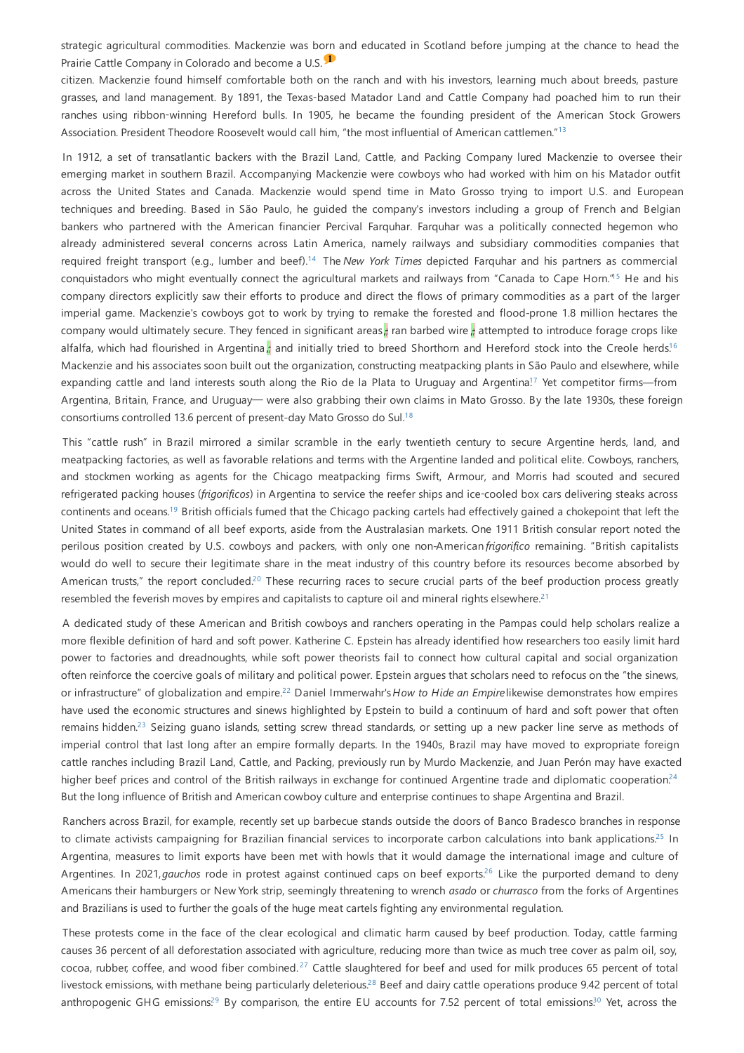strategic agricultural commodities. Mackenzie was born and educated in Scotland before jumping at the chance to head the Prairie Cattle Company in Colorado and become a U.S. citizen. Mackenzie found himself comfortable both on the ranch and with his investors, learning much about breeds, pasture grasses, and land management. By 1891, the Texas-based Matador Land and Cattle Company had poached him to run their ranches using ribbon-winning Hereford bulls. In 1905, he became the founding president of the American Stock Growers Association. President Theodore Roosevelt would call him, "the most influential of American cattlemen."[13]

In 1912, a set of transatlantic backers with the Brazil Land, Cattle, and Packing Company lured Mackenzie to oversee their emerging market in southern Brazil. Accompanying Mackenzie were cowboys who had worked with him on his Matador outfit across the United States and Canada. Mackenzie would spend time in Mato Grosso trying to import U.S. and European techniques and breeding. Based in São Paulo, he guided the company's investors including a group of French and Belgian bankers who partnered with the American financier Percival Farquhar. Farquhar was a politically connected hegemon who already administered several concerns across Latin America, namely railways and subsidiary commodities companies that required freight transport (e.g., lumber and beef).[14] The *New York Times* depicted Farquhar and his partners as commercial conquistadors who might eventually connect the agricultural markets and railways from "Canada to Cape Horn."[15] He and his company directors explicitly saw their efforts to produce and direct the flows of primary commodities as a part of the larger imperial game. Mackenzie's cowboys got to work by trying to remake the forested and flood-prone 1.8 million hectares the company would ultimately secure. They fenced in significant areas, ran barbed wire, attempted to introduce forage crops like alfalfa, which had flourished in Argentina, and initially tried to breed Shorthorn and Hereford stock into the Creole herds.[16] Mackenzie and his associates soon built out the organization, constructing meatpacking plants in São Paulo and elsewhere, while expanding cattle and land interests south along the Rio de la Plata to Uruguay and Argentina.[17] Yet competitor firms—from Argentina, Britain, France, and Uruguay— were also grabbing their own claims in Mato Grosso. By the late 1930s, these foreign consortiums controlled 13.6 percent of present-day Mato Grosso do Sul.[18]

This "cattle rush" in Brazil mirrored a similar scramble in the early twentieth century to secure Argentine herds, land, and meatpacking factories, as well as favorable relations and terms with the Argentine landed and political elite. Cowboys, ranchers, and stockmen working as agents for the Chicago meatpacking firms Swift, Armour, and Morris had scouted and secured refrigerated packing houses (*frigorificos*) in Argentina to service the reefer ships and ice-cooled box cars delivering steaks across continents and oceans.[19] British officials fumed that the Chicago packing cartels had effectively gained a chokepoint that left the United States in command of all beef exports, aside from the Australasian markets. One 1911 British consular report noted the perilous position created by U.S. cowboys and packers, with only one non-American *frigorifico* remaining. "British capitalists would do well to secure their legitimate share in the meat industry of this country before its resources become absorbed by American trusts," the report concluded.[20] These recurring races to secure crucial parts of the beef production process greatly resembled the feverish moves by empires and capitalists to capture oil and mineral rights elsewhere.[21]

A dedicated study of these American and British cowboys and ranchers operating in the Pampas could help scholars realize a more flexible definition of hard and soft power. Katherine C. Epstein has already identified how researchers too easily limit hard power to factories and dreadnoughts, while soft power theorists fail to connect how cultural capital and social organization often reinforce the coercive goals of military and political power. Epstein argues that scholars need to refocus on the "the sinews, or infrastructure" of globalization and empire.[22] Daniel Immerwahr's *How to Hide an Empire* likewise demonstrates how empires have used the economic structures and sinews highlighted by Epstein to build a continuum of hard and soft power that often remains hidden.[23] Seizing guano islands, setting screw thread standards, or setting up a new packer line serve as methods of imperial control that last long after an empire formally departs. In the 1940s, Brazil may have moved to expropriate foreign cattle ranches including Brazil Land, Cattle, and Packing, previously run by Murdo Mackenzie, and Juan Perón may have exacted higher beef prices and control of the British railways in exchange for continued Argentine trade and diplomatic cooperation.[24] But the long influence of British and American cowboy culture and enterprise continues to shape Argentina and Brazil.

Ranchers across Brazil, for example, recently set up barbecue stands outside the doors of Banco Bradesco branches in response to climate activists campaigning for Brazilian financial services to incorporate carbon calculations into bank applications.[25] In Argentina, measures to limit exports have been met with howls that it would damage the international image and culture of Argentines. In 2021, *gauchos* rode in protest against continued caps on beef exports.[26] Like the purported demand to deny Americans their hamburgers or New York strip, seemingly threatening to wrench *asado* or *churrasco* from the forks of Argentines and Brazilians is used to further the goals of the huge meat cartels fighting any environmental regulation.

These protests come in the face of the clear ecological and climatic harm caused by beef production. Today, cattle farming causes 36 percent of all deforestation associated with agriculture, reducing more than twice as much tree cover as palm oil, soy, cocoa, rubber, coffee, and wood fiber combined.[27] Cattle slaughtered for beef and used for milk produces 65 percent of total livestock emissions, with methane being particularly deleterious.[28] Beef and dairy cattle operations produce 9.42 percent of total anthropogenic GHG emissions.[29] By comparison, the entire EU accounts for 7.52 percent of total emissions.[30] Yet, across the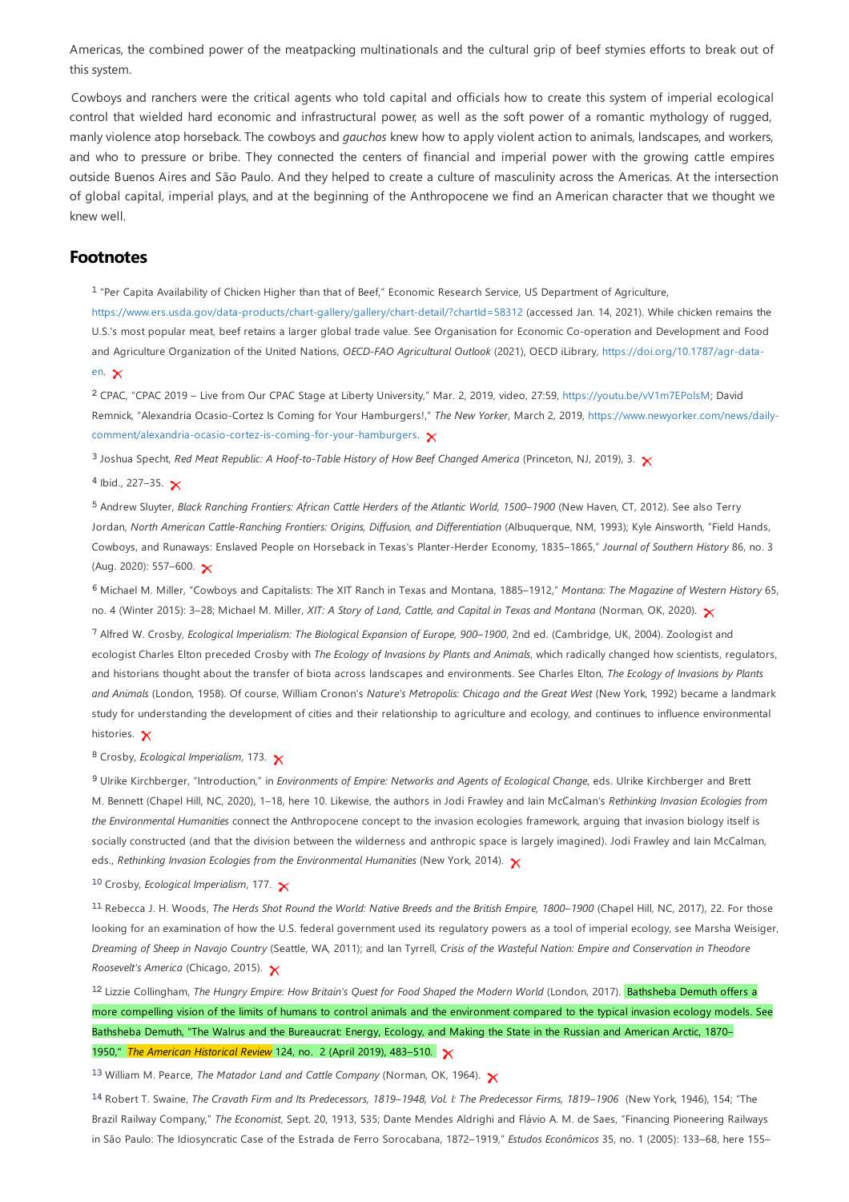Americas, the combined power of the meatpacking multinationals and the cultural grip of beef stymies efforts to break out of this system.

Cowboys and ranchers were the critical agents who told capital and officials how to create this system of imperial ecological control that wielded hard economic and infrastructural power, as well as the soft power of a romantic mythology of rugged, manly violence atop horseback. The cowboys and *gauchos* knew how to apply violent action to animals, landscapes, and workers, and who to pressure or bribe. They connected the centers of financial and imperial power with the growing cattle empires outside Buenos Aires and São Paulo. And they helped to create a culture of masculinity across the Americas. At the intersection of global capital, imperial plays, and at the beginning of the Anthropocene we find an American character that we thought we knew well.

## Footnotes

[1] "Per Capita Availability of Chicken Higher than that of Beef," Economic Research Service, US Department of Agriculture, https://www.ers.usda.gov/data-products/chart-gallery/gallery/chart-detail/?chartId=58312 (accessed Jan. 14, 2021). While chicken remains the U.S.'s most popular meat, beef retains a larger global trade value. See Organisation for Economic Co-operation and Development and Food and Agriculture Organization of the United Nations, *OECD-FAO Agricultural Outlook* (2021), OECD iLibrary, https://doi.org/10.1787/agr-data-en.

[2] CPAC, "CPAC 2019 – Live from Our CPAC Stage at Liberty University," Mar. 2, 2019, video, 27:59, https://youtu.be/vV1m7EPolsM; David Remnick, "Alexandria Ocasio-Cortez Is Coming for Your Hamburgers!," *The New Yorker*, March 2, 2019, https://www.newyorker.com/news/daily-comment/alexandria-ocasio-cortez-is-coming-for-your-hamburgers.

[3] Joshua Specht, *Red Meat Republic: A Hoof-to-Table History of How Beef Changed America* (Princeton, NJ, 2019), 3.

[4] Ibid., 227–35.

[5] Andrew Sluyter, *Black Ranching Frontiers: African Cattle Herders of the Atlantic World, 1500–1900* (New Haven, CT, 2012). See also Terry Jordan, *North American Cattle-Ranching Frontiers: Origins, Diffusion, and Differentiation* (Albuquerque, NM, 1993); Kyle Ainsworth, "Field Hands, Cowboys, and Runaways: Enslaved People on Horseback in Texas's Planter-Herder Economy, 1835–1865," *Journal of Southern History* 86, no. 3 (Aug. 2020): 557–600.

[6] Michael M. Miller, "Cowboys and Capitalists: The XIT Ranch in Texas and Montana, 1885–1912," *Montana: The Magazine of Western History* 65, no. 4 (Winter 2015): 3–28; Michael M. Miller, *XIT: A Story of Land, Cattle, and Capital in Texas and Montana* (Norman, OK, 2020).

[7] Alfred W. Crosby, *Ecological Imperialism: The Biological Expansion of Europe, 900–1900*, 2nd ed. (Cambridge, UK, 2004). Zoologist and ecologist Charles Elton preceded Crosby with *The Ecology of Invasions by Plants and Animals*, which radically changed how scientists, regulators, and historians thought about the transfer of biota across landscapes and environments. See Charles Elton, *The Ecology of Invasions by Plants and Animals* (London, 1958). Of course, William Cronon's *Nature's Metropolis: Chicago and the Great West* (New York, 1992) became a landmark study for understanding the development of cities and their relationship to agriculture and ecology, and continues to influence environmental histories.

[8] Crosby, *Ecological Imperialism*, 173.

[9] Ulrike Kirchberger, "Introduction," in *Environments of Empire: Networks and Agents of Ecological Change*, eds. Ulrike Kirchberger and Brett M. Bennett (Chapel Hill, NC, 2020), 1–18, here 10. Likewise, the authors in Jodi Frawley and Iain McCalman's *Rethinking Invasion Ecologies from the Environmental Humanities* connect the Anthropocene concept to the invasion ecologies framework, arguing that invasion biology itself is socially constructed (and that the division between the wilderness and anthropic space is largely imagined). Jodi Frawley and Iain McCalman, eds., *Rethinking Invasion Ecologies from the Environmental Humanities* (New York, 2014).

[10] Crosby, *Ecological Imperialism*, 177.

[11] Rebecca J. H. Woods, *The Herds Shot Round the World: Native Breeds and the British Empire, 1800–1900* (Chapel Hill, NC, 2017), 22. For those looking for an examination of how the U.S. federal government used its regulatory powers as a tool of imperial ecology, see Marsha Weisiger, *Dreaming of Sheep in Navajo Country* (Seattle, WA, 2011); and Ian Tyrrell, *Crisis of the Wasteful Nation: Empire and Conservation in Theodore Roosevelt's America* (Chicago, 2015).

[12] Lizzie Collingham, *The Hungry Empire: How Britain's Quest for Food Shaped the Modern World* (London, 2017). Bathsheba Demuth offers a more compelling vision of the limits of humans to control animals and the environment compared to the typical invasion ecology models. See Bathsheba Demuth, "The Walrus and the Bureaucrat: Energy, Ecology, and Making the State in the Russian and American Arctic, 1870–1950," *The American Historical Review* 124, no. 2 (April 2019), 483–510.

[13] William M. Pearce, *The Matador Land and Cattle Company* (Norman, OK, 1964).

[14] Robert T. Swaine, *The Cravath Firm and Its Predecessors, 1819–1948, Vol. I: The Predecessor Firms, 1819–1906* (New York, 1946), 154; "The Brazil Railway Company," *The Economist*, Sept. 20, 1913, 535; Dante Mendes Aldrighi and Flávio A. M. de Saes, "Financing Pioneering Railways in São Paulo: The Idiosyncratic Case of the Estrada de Ferro Sorocabana, 1872–1919," *Estudos Econômicos* 35, no. 1 (2005): 133–68, here 155–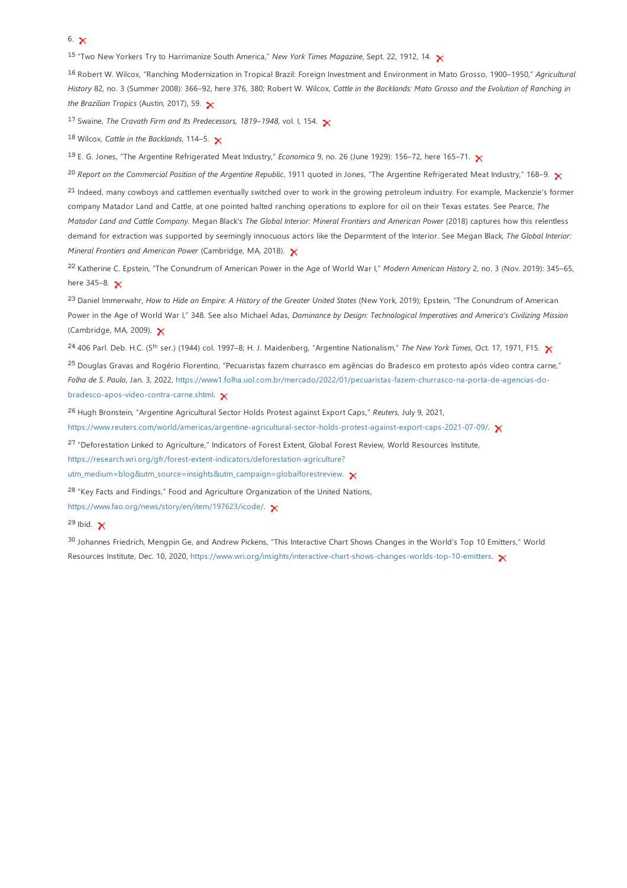6.

[15] "Two New Yorkers Try to Harrimanize South America," *New York Times Magazine*, Sept. 22, 1912, 14.

[16] Robert W. Wilcox, "Ranching Modernization in Tropical Brazil: Foreign Investment and Environment in Mato Grosso, 1900–1950," *Agricultural History* 82, no. 3 (Summer 2008): 366–92, here 376, 380; Robert W. Wilcox, *Cattle in the Backlands: Mato Grosso and the Evolution of Ranching in the Brazilian Tropics* (Austin, 2017), 59.

[17] Swaine, *The Cravath Firm and Its Predecessors, 1819–1948*, vol. I, 154.

[18] Wilcox, *Cattle in the Backlands*, 114–5.

[19] E. G. Jones, "The Argentine Refrigerated Meat Industry," *Economica* 9, no. 26 (June 1929): 156–72, here 165–71.

[20] *Report on the Commercial Position of the Argentine Republic*, 1911 quoted in Jones, "The Argentine Refrigerated Meat Industry," 168–9.

[21] Indeed, many cowboys and cattlemen eventually switched over to work in the growing petroleum industry. For example, Mackenzie's former company Matador Land and Cattle, at one pointed halted ranching operations to explore for oil on their Texas estates. See Pearce, *The Matador Land and Cattle Company*. Megan Black's *The Global Interior: Mineral Frontiers and American Power* (2018) captures how this relentless demand for extraction was supported by seemingly innocuous actors like the Deparmtent of the Interior. See Megan Black, *The Global Interior: Mineral Frontiers and American Power* (Cambridge, MA, 2018).

[22] Katherine C. Epstein, "The Conundrum of American Power in the Age of World War I," *Modern American History* 2, no. 3 (Nov. 2019): 345–65, here 345–8.

[23] Daniel Immerwahr, *How to Hide an Empire: A History of the Greater United States* (New York, 2019); Epstein, "The Conundrum of American Power in the Age of World War I," 348. See also Michael Adas, *Dominance by Design: Technological Imperatives and America's Civilizing Mission* (Cambridge, MA, 2009).

[24] 406 Parl. Deb. H.C. (5th ser.) (1944) col. 1997–8; H. J. Maidenberg, "Argentine Nationalism," *The New York Times*, Oct. 17, 1971, F15.

[25] Douglas Gravas and Rogério Florentino, "Pecuaristas fazem churrasco em agências do Bradesco em protesto após vídeo contra carne," *Folha de S. Paulo*, Jan. 3, 2022, https://www1.folha.uol.com.br/mercado/2022/01/pecuaristas-fazem-churrasco-na-porta-de-agencias-do-bradesco-apos-video-contra-carne.shtml.

[26] Hugh Bronstein, "Argentine Agricultural Sector Holds Protest against Export Caps," *Reuters*, July 9, 2021, https://www.reuters.com/world/americas/argentine-agricultural-sector-holds-protest-against-export-caps-2021-07-09/.

[27] "Deforestation Linked to Agriculture," Indicators of Forest Extent, Global Forest Review, World Resources Institute, https://research.wri.org/gfr/forest-extent-indicators/deforestation-agriculture?utm_medium=blog&utm_source=insights&utm_campaign=globalforestreview.

[28] "Key Facts and Findings," Food and Agriculture Organization of the United Nations, https://www.fao.org/news/story/en/item/197623/icode/.

[29] Ibid.

[30] Johannes Friedrich, Mengpin Ge, and Andrew Pickens, "This Interactive Chart Shows Changes in the World's Top 10 Emitters," World Resources Institute, Dec. 10, 2020, https://www.wri.org/insights/interactive-chart-shows-changes-worlds-top-10-emitters.